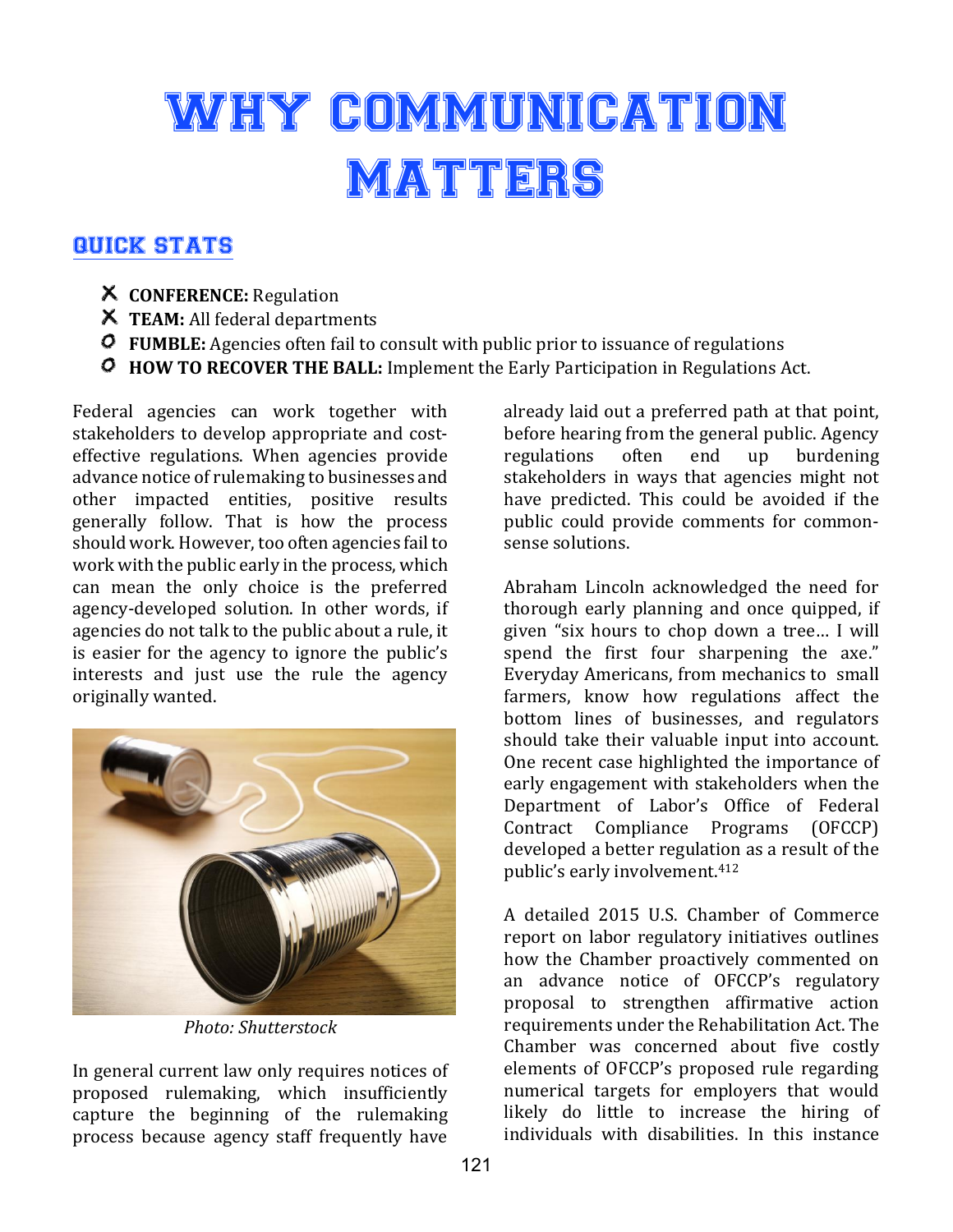# WHY COMMUNICATION MATTERS

## QUICK STATS

- **CONFERENCE:** Regulation
- **TEAM:** All federal departments
- **FUMBLE:** Agencies often fail to consult with public prior to issuance of regulations
- **HOW TO RECOVER THE BALL:** Implement the Early Participation in Regulations Act.

Federal agencies can work together with stakeholders to develop appropriate and cost-effective regulations. When agencies provide advance notice of rulemaking to businesses and other impacted entities, positive results generally follow. That is how the process should work. However, too often agencies fail to work with the public early in the process, which can mean the only choice is the preferred agency-developed solution. In other words, if agencies do not talk to the public about a rule, it is easier for the agency to ignore the public's interests and just use the rule the agency originally wanted.

*Photo: Shutterstock*

In general current law only requires notices of proposed rulemaking, which insufficiently capture the beginning of the rulemaking process because agency staff frequently have already laid out a preferred path at that point, before hearing from the general public. Agency regulations often end up burdening stakeholders in ways that agencies might not have predicted. This could be avoided if the public could provide comments for common-sense solutions.

Abraham Lincoln acknowledged the need for thorough early planning and once quipped, if given "six hours to chop down a tree… I will spend the first four sharpening the axe." Everyday Americans, from mechanics to small farmers, know how regulations affect the bottom lines of businesses, and regulators should take their valuable input into account. One recent case highlighted the importance of early engagement with stakeholders when the Department of Labor's Office of Federal Contract Compliance Programs (OFCCP) developed a better regulation as a result of the public's early involvement.[412]

A detailed 2015 U.S. Chamber of Commerce report on labor regulatory initiatives outlines how the Chamber proactively commented on an advance notice of OFCCP's regulatory proposal to strengthen affirmative action requirements under the Rehabilitation Act. The Chamber was concerned about five costly elements of OFCCP's proposed rule regarding numerical targets for employers that would likely do little to increase the hiring of individuals with disabilities. In this instance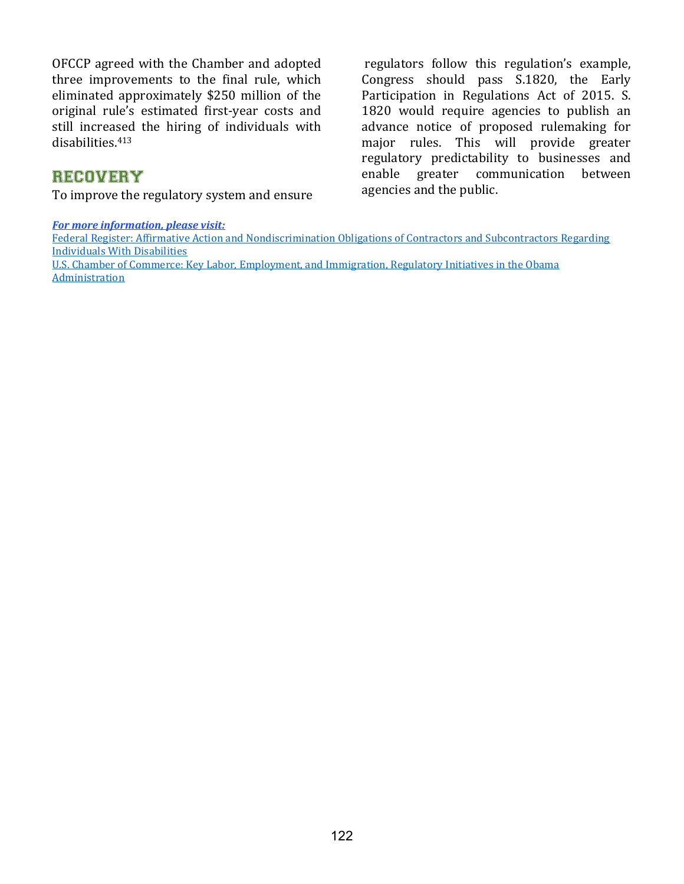OFCCP agreed with the Chamber and adopted three improvements to the final rule, which eliminated approximately $250 million of the original rule's estimated first-year costs and still increased the hiring of individuals with disabilities.[413]

## RECOVERY

To improve the regulatory system and ensure regulators follow this regulation's example, Congress should pass S.1820, the Early Participation in Regulations Act of 2015. S. 1820 would require agencies to publish an advance notice of proposed rulemaking for major rules. This will provide greater regulatory predictability to businesses and enable greater communication between agencies and the public.

***For more information, please visit:***

Federal Register: Affirmative Action and Nondiscrimination Obligations of Contractors and Subcontractors Regarding Individuals With Disabilities

U.S. Chamber of Commerce: Key Labor, Employment, and Immigration, Regulatory Initiatives in the Obama Administration